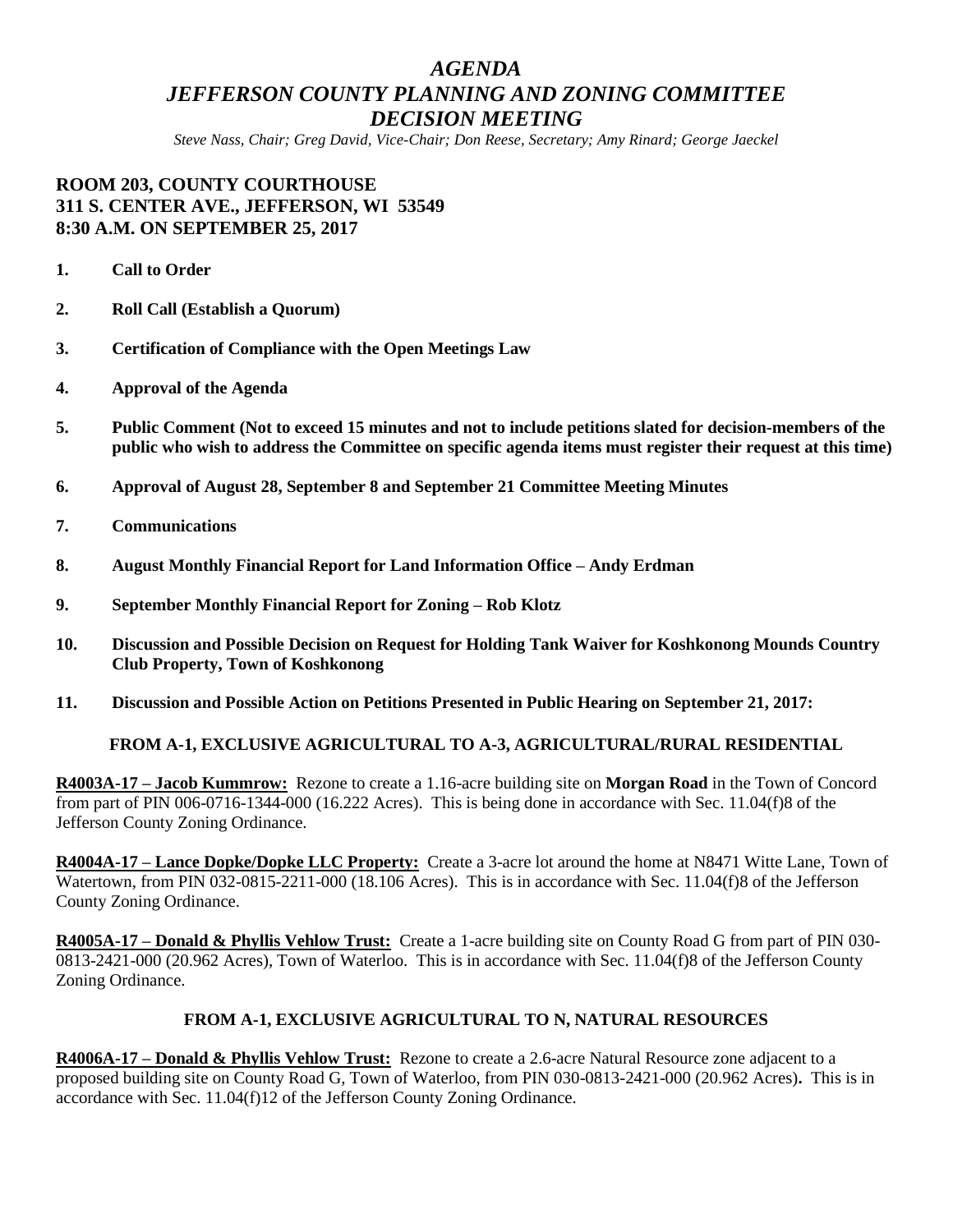# *AGENDA*
# *JEFFERSON COUNTY PLANNING AND ZONING COMMITTEE*
# *DECISION MEETING*

*Steve Nass, Chair; Greg David, Vice-Chair; Don Reese, Secretary; Amy Rinard; George Jaeckel*

**ROOM 203, COUNTY COURTHOUSE**
**311 S. CENTER AVE., JEFFERSON, WI 53549**
**8:30 A.M. ON SEPTEMBER 25, 2017**

1. **Call to Order**
2. **Roll Call (Establish a Quorum)**
3. **Certification of Compliance with the Open Meetings Law**
4. **Approval of the Agenda**
5. **Public Comment (Not to exceed 15 minutes and not to include petitions slated for decision-members of the public who wish to address the Committee on specific agenda items must register their request at this time)**
6. **Approval of August 28, September 8 and September 21 Committee Meeting Minutes**
7. **Communications**
8. **August Monthly Financial Report for Land Information Office – Andy Erdman**
9. **September Monthly Financial Report for Zoning – Rob Klotz**
10. **Discussion and Possible Decision on Request for Holding Tank Waiver for Koshkonong Mounds Country Club Property, Town of Koshkonong**
11. **Discussion and Possible Action on Petitions Presented in Public Hearing on September 21, 2017:**

**FROM A-1, EXCLUSIVE AGRICULTURAL TO A-3, AGRICULTURAL/RURAL RESIDENTIAL**

**R4003A-17 – Jacob Kummrow:** Rezone to create a 1.16-acre building site on **Morgan Road** in the Town of Concord from part of PIN 006-0716-1344-000 (16.222 Acres). This is being done in accordance with Sec. 11.04(f)8 of the Jefferson County Zoning Ordinance.

**R4004A-17 – Lance Dopke/Dopke LLC Property:** Create a 3-acre lot around the home at N8471 Witte Lane, Town of Watertown, from PIN 032-0815-2211-000 (18.106 Acres). This is in accordance with Sec. 11.04(f)8 of the Jefferson County Zoning Ordinance.

**R4005A-17 – Donald & Phyllis Vehlow Trust:** Create a 1-acre building site on County Road G from part of PIN 030-0813-2421-000 (20.962 Acres), Town of Waterloo. This is in accordance with Sec. 11.04(f)8 of the Jefferson County Zoning Ordinance.

**FROM A-1, EXCLUSIVE AGRICULTURAL TO N, NATURAL RESOURCES**

**R4006A-17 – Donald & Phyllis Vehlow Trust:** Rezone to create a 2.6-acre Natural Resource zone adjacent to a proposed building site on County Road G, Town of Waterloo, from PIN 030-0813-2421-000 (20.962 Acres)**.** This is in accordance with Sec. 11.04(f)12 of the Jefferson County Zoning Ordinance.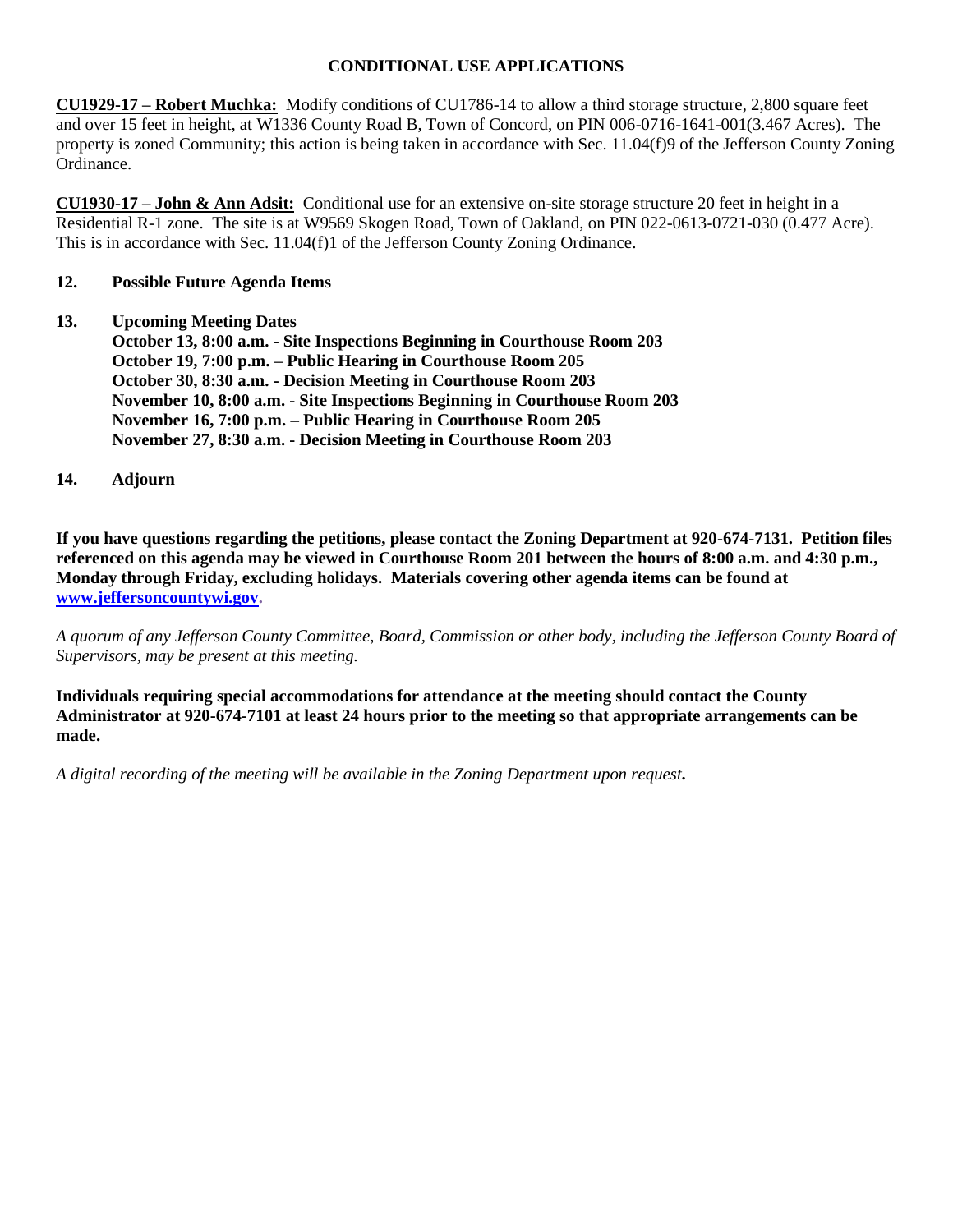## CONDITIONAL USE APPLICATIONS

**CU1929-17 – Robert Muchka:** Modify conditions of CU1786-14 to allow a third storage structure, 2,800 square feet and over 15 feet in height, at W1336 County Road B, Town of Concord, on PIN 006-0716-1641-001(3.467 Acres). The property is zoned Community; this action is being taken in accordance with Sec. 11.04(f)9 of the Jefferson County Zoning Ordinance.

**CU1930-17 – John & Ann Adsit:** Conditional use for an extensive on-site storage structure 20 feet in height in a Residential R-1 zone. The site is at W9569 Skogen Road, Town of Oakland, on PIN 022-0613-0721-030 (0.477 Acre). This is in accordance with Sec. 11.04(f)1 of the Jefferson County Zoning Ordinance.

**12. Possible Future Agenda Items**

**13. Upcoming Meeting Dates**

**October 13, 8:00 a.m. - Site Inspections Beginning in Courthouse Room 203**
**October 19, 7:00 p.m. – Public Hearing in Courthouse Room 205**
**October 30, 8:30 a.m. - Decision Meeting in Courthouse Room 203**
**November 10, 8:00 a.m. - Site Inspections Beginning in Courthouse Room 203**
**November 16, 7:00 p.m. – Public Hearing in Courthouse Room 205**
**November 27, 8:30 a.m. - Decision Meeting in Courthouse Room 203**

**14. Adjourn**

**If you have questions regarding the petitions, please contact the Zoning Department at 920-674-7131. Petition files referenced on this agenda may be viewed in Courthouse Room 201 between the hours of 8:00 a.m. and 4:30 p.m., Monday through Friday, excluding holidays. Materials covering other agenda items can be found at [www.jeffersoncountywi.gov](http://www.jeffersoncountywi.gov).**

*A quorum of any Jefferson County Committee, Board, Commission or other body, including the Jefferson County Board of Supervisors, may be present at this meeting.*

**Individuals requiring special accommodations for attendance at the meeting should contact the County Administrator at 920-674-7101 at least 24 hours prior to the meeting so that appropriate arrangements can be made.**

*A digital recording of the meeting will be available in the Zoning Department upon request.*